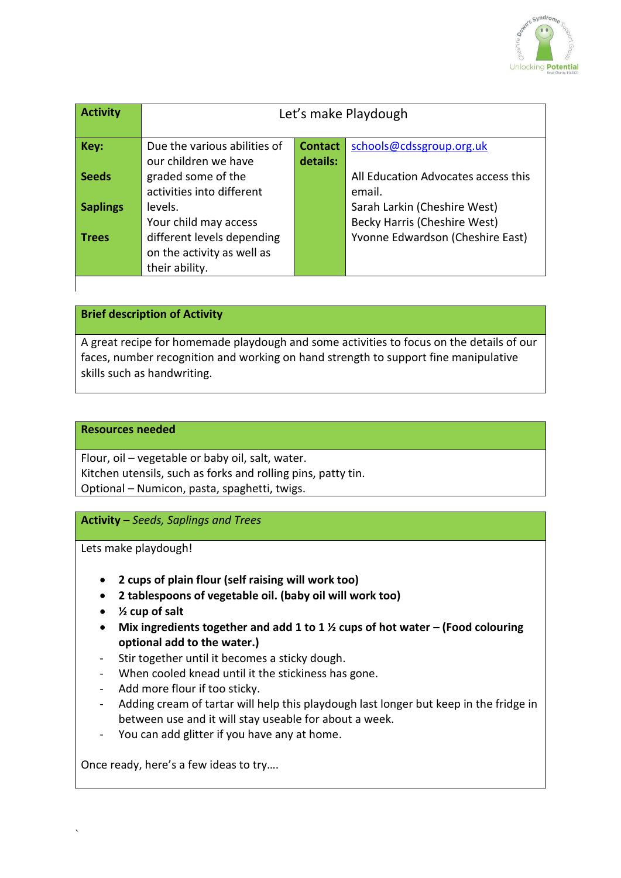| Activity | Let's make Playdough | | |
|---|---|---|---|
| **Key:**<br><br>**Seeds**<br><br>**Saplings**<br><br>**Trees** | Due the various abilities of our children we have graded some of the activities into different levels.<br>Your child may access different levels depending on the activity as well as their ability. | **Contact details:** | schools@cdssgroup.org.uk<br><br>All Education Advocates access this email.<br>Sarah Larkin (Cheshire West)<br>Becky Harris (Cheshire West)<br>Yvonne Edwardson (Cheshire East) |

**Brief description of Activity**

A great recipe for homemade playdough and some activities to focus on the details of our faces, number recognition and working on hand strength to support fine manipulative skills such as handwriting.

**Resources needed**

Flour, oil – vegetable or baby oil, salt, water.
Kitchen utensils, such as forks and rolling pins, patty tin.
Optional – Numicon, pasta, spaghetti, twigs.

**Activity –** *Seeds, Saplings and Trees*

Lets make playdough!

- **2 cups of plain flour (self raising will work too)**
- **2 tablespoons of vegetable oil. (baby oil will work too)**
- **½ cup of salt**
- **Mix ingredients together and add 1 to 1 ½ cups of hot water – (Food colouring optional add to the water.)**

- Stir together until it becomes a sticky dough.
- When cooled knead until it the stickiness has gone.
- Add more flour if too sticky.
- Adding cream of tartar will help this playdough last longer but keep in the fridge in between use and it will stay useable for about a week.
- You can add glitter if you have any at home.

Once ready, here's a few ideas to try….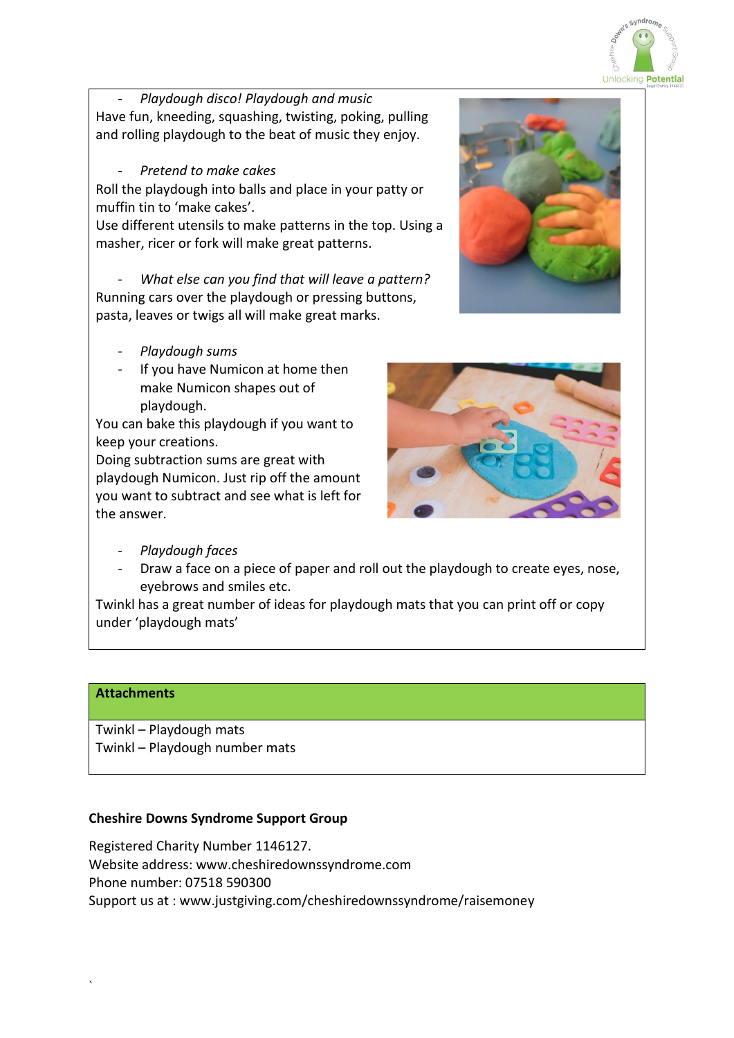- *Playdough disco! Playdough and music*

Have fun, kneeding, squashing, twisting, poking, pulling and rolling playdough to the beat of music they enjoy.

- *Pretend to make cakes*

Roll the playdough into balls and place in your patty or muffin tin to 'make cakes'.
Use different utensils to make patterns in the top. Using a masher, ricer or fork will make great patterns.

- *What else can you find that will leave a pattern?*

Running cars over the playdough or pressing buttons, pasta, leaves or twigs all will make great marks.

- *Playdough sums*
- If you have Numicon at home then make Numicon shapes out of playdough.

You can bake this playdough if you want to keep your creations.
Doing subtraction sums are great with playdough Numicon. Just rip off the amount you want to subtract and see what is left for the answer.

- *Playdough faces*
- Draw a face on a piece of paper and roll out the playdough to create eyes, nose, eyebrows and smiles etc.

Twinkl has a great number of ideas for playdough mats that you can print off or copy under 'playdough mats'

**Attachments**

Twinkl – Playdough mats
Twinkl – Playdough number mats

**Cheshire Downs Syndrome Support Group**

Registered Charity Number 1146127.
Website address: www.cheshiredownssyndrome.com
Phone number: 07518 590300
Support us at : www.justgiving.com/cheshiredownssyndrome/raisemoney